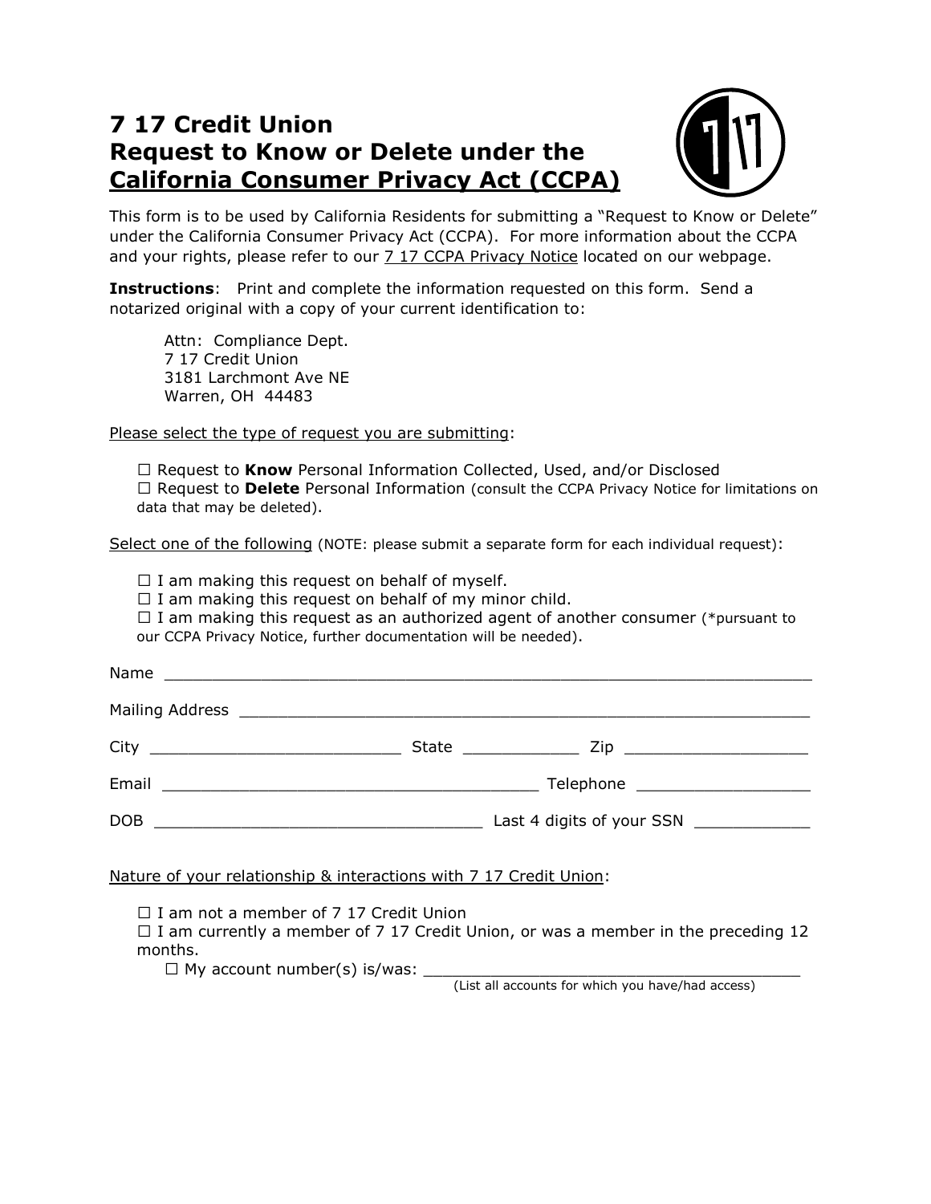# 7 17 Credit Union
# Request to Know or Delete under the California Consumer Privacy Act (CCPA)

This form is to be used by California Residents for submitting a "Request to Know or Delete" under the California Consumer Privacy Act (CCPA). For more information about the CCPA and your rights, please refer to our 7 17 CCPA Privacy Notice located on our webpage.

**Instructions**: Print and complete the information requested on this form. Send a notarized original with a copy of your current identification to:

> Attn: Compliance Dept.
> 7 17 Credit Union
> 3181 Larchmont Ave NE
> Warren, OH 44483

Please select the type of request you are submitting:

- ☐ Request to **Know** Personal Information Collected, Used, and/or Disclosed
- ☐ Request to **Delete** Personal Information (consult the CCPA Privacy Notice for limitations on data that may be deleted).

Select one of the following (NOTE: please submit a separate form for each individual request):

- ☐ I am making this request on behalf of myself.
- ☐ I am making this request on behalf of my minor child.
- ☐ I am making this request as an authorized agent of another consumer (*pursuant to our CCPA Privacy Notice, further documentation will be needed).

Name ____________________________________________________________________

Mailing Address ____________________________________________________________

City __________________________ State ____________ Zip ___________________

Email ________________________________________ Telephone __________________

DOB __________________________________ Last 4 digits of your SSN ____________

Nature of your relationship & interactions with 7 17 Credit Union:

- ☐ I am not a member of 7 17 Credit Union
- ☐ I am currently a member of 7 17 Credit Union, or was a member in the preceding 12 months.
  - ☐ My account number(s) is/was: ________________________________________
    (List all accounts for which you have/had access)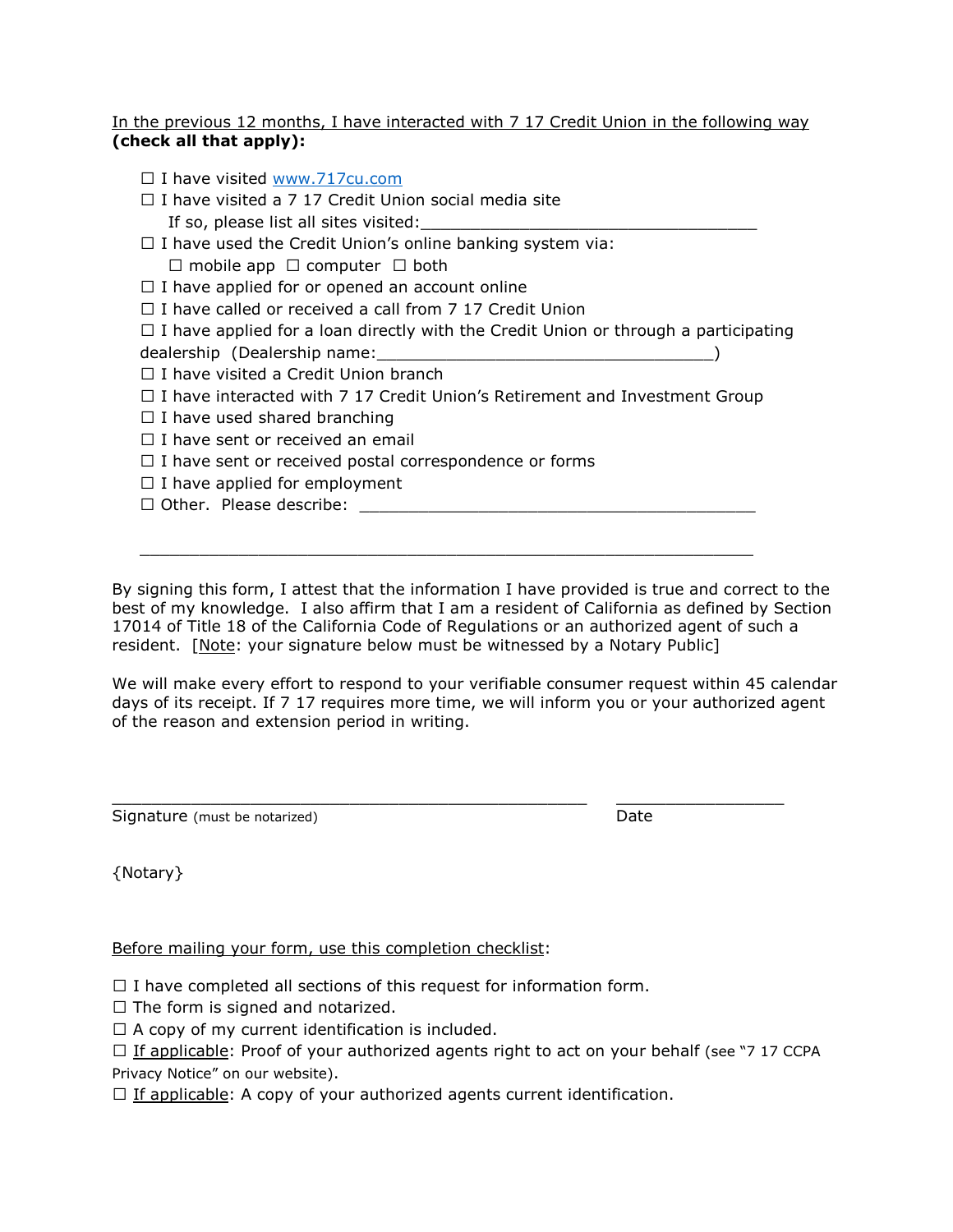In the previous 12 months, I have interacted with 7 17 Credit Union in the following way **(check all that apply):**

- ☐ I have visited www.717cu.com
- ☐ I have visited a 7 17 Credit Union social media site
  If so, please list all sites visited:___________________________________
- ☐ I have used the Credit Union's online banking system via:
  ☐ mobile app ☐ computer ☐ both
- ☐ I have applied for or opened an account online
- ☐ I have called or received a call from 7 17 Credit Union
- ☐ I have applied for a loan directly with the Credit Union or through a participating dealership (Dealership name:___________________________________)
- ☐ I have visited a Credit Union branch
- ☐ I have interacted with 7 17 Credit Union's Retirement and Investment Group
- ☐ I have used shared branching
- ☐ I have sent or received an email
- ☐ I have sent or received postal correspondence or forms
- ☐ I have applied for employment
- ☐ Other. Please describe: __________________________________________

  ________________________________________________________________

By signing this form, I attest that the information I have provided is true and correct to the best of my knowledge. I also affirm that I am a resident of California as defined by Section 17014 of Title 18 of the California Code of Regulations or an authorized agent of such a resident. [Note: your signature below must be witnessed by a Notary Public]

We will make every effort to respond to your verifiable consumer request within 45 calendar days of its receipt. If 7 17 requires more time, we will inform you or your authorized agent of the reason and extension period in writing.

__________________________________________________ ________________

Signature (must be notarized) Date

{Notary}

Before mailing your form, use this completion checklist:

- ☐ I have completed all sections of this request for information form.
- ☐ The form is signed and notarized.
- ☐ A copy of my current identification is included.
- ☐ If applicable: Proof of your authorized agents right to act on your behalf (see "7 17 CCPA Privacy Notice" on our website).
- ☐ If applicable: A copy of your authorized agents current identification.